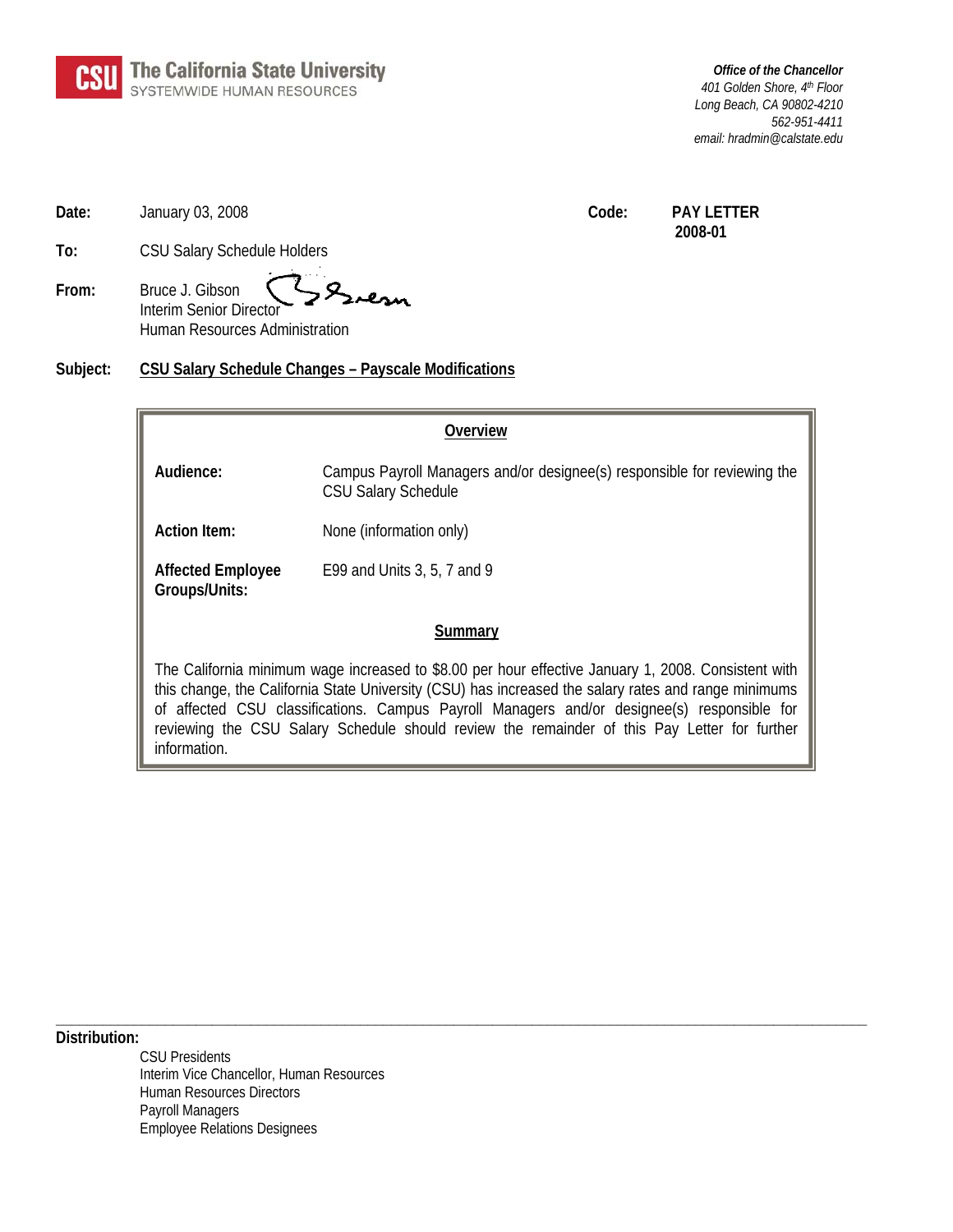**CSU The California State University**
SYSTEMWIDE HUMAN RESOURCES

*Office of the Chancellor*
*401 Golden Shore, 4th Floor*
*Long Beach, CA 90802-4210*
*562-951-4411*
*email: hradmin@calstate.edu*

**Date:** January 03, 2008

**Code:** **PAY LETTER 2008-01**

**To:** CSU Salary Schedule Holders

**From:** Bruce J. Gibson
Interim Senior Director
Human Resources Administration

**Subject:** **CSU Salary Schedule Changes – Payscale Modifications**

## Overview

**Audience:** Campus Payroll Managers and/or designee(s) responsible for reviewing the CSU Salary Schedule

**Action Item:** None (information only)

**Affected Employee Groups/Units:** E99 and Units 3, 5, 7 and 9

## Summary

The California minimum wage increased to $8.00 per hour effective January 1, 2008. Consistent with this change, the California State University (CSU) has increased the salary rates and range minimums of affected CSU classifications. Campus Payroll Managers and/or designee(s) responsible for reviewing the CSU Salary Schedule should review the remainder of this Pay Letter for further information.

---

**Distribution:**

CSU Presidents
Interim Vice Chancellor, Human Resources
Human Resources Directors
Payroll Managers
Employee Relations Designees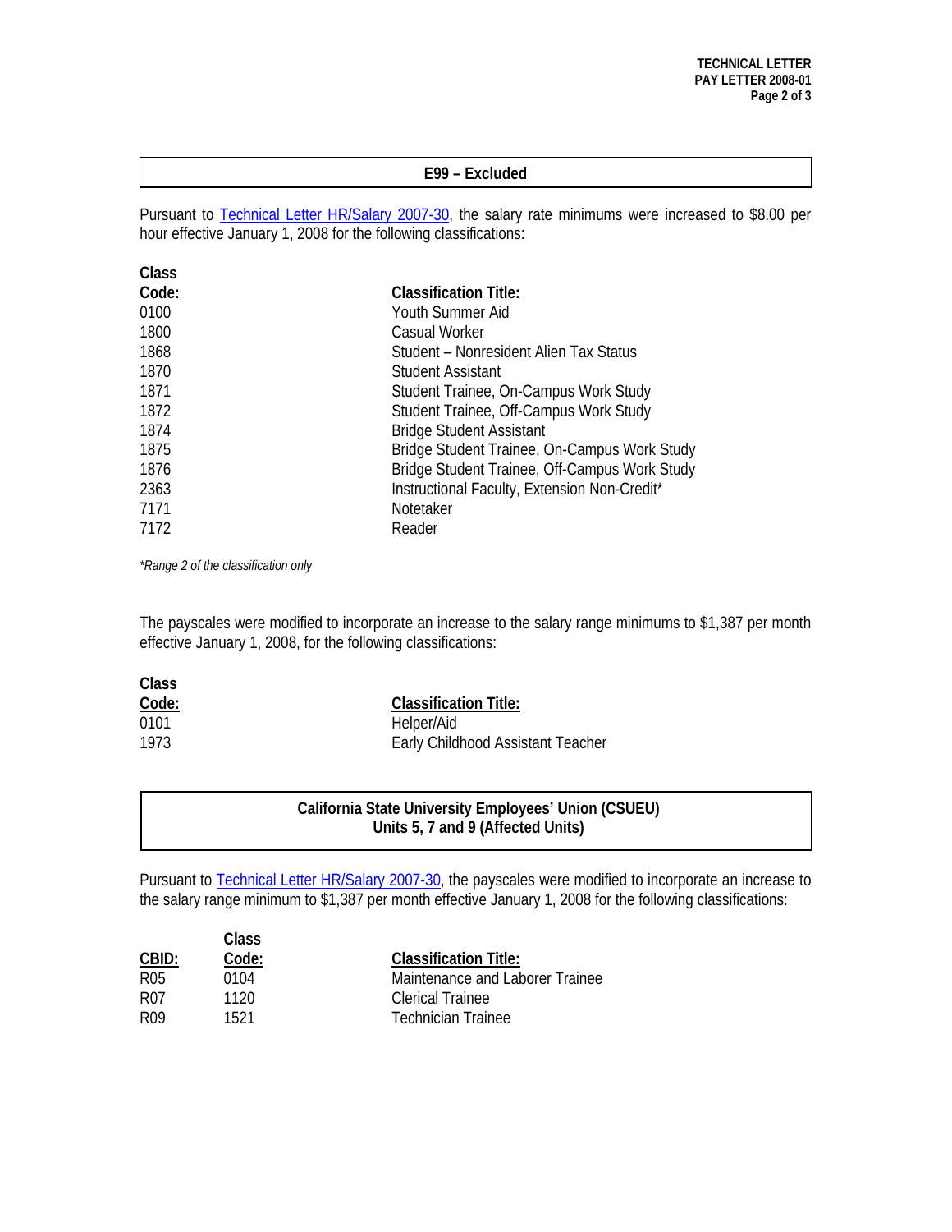## E99 – Excluded

Pursuant to Technical Letter HR/Salary 2007-30, the salary rate minimums were increased to $8.00 per hour effective January 1, 2008 for the following classifications:

| Class Code: | Classification Title: |
|---|---|
| 0100 | Youth Summer Aid |
| 1800 | Casual Worker |
| 1868 | Student – Nonresident Alien Tax Status |
| 1870 | Student Assistant |
| 1871 | Student Trainee, On-Campus Work Study |
| 1872 | Student Trainee, Off-Campus Work Study |
| 1874 | Bridge Student Assistant |
| 1875 | Bridge Student Trainee, On-Campus Work Study |
| 1876 | Bridge Student Trainee, Off-Campus Work Study |
| 2363 | Instructional Faculty, Extension Non-Credit* |
| 7171 | Notetaker |
| 7172 | Reader |

*\*Range 2 of the classification only*

The payscales were modified to incorporate an increase to the salary range minimums to $1,387 per month effective January 1, 2008, for the following classifications:

| Class Code: | Classification Title: |
|---|---|
| 0101 | Helper/Aid |
| 1973 | Early Childhood Assistant Teacher |

## California State University Employees' Union (CSUEU) Units 5, 7 and 9 (Affected Units)

Pursuant to Technical Letter HR/Salary 2007-30, the payscales were modified to incorporate an increase to the salary range minimum to $1,387 per month effective January 1, 2008 for the following classifications:

| CBID: | Class Code: | Classification Title: |
|---|---|---|
| R05 | 0104 | Maintenance and Laborer Trainee |
| R07 | 1120 | Clerical Trainee |
| R09 | 1521 | Technician Trainee |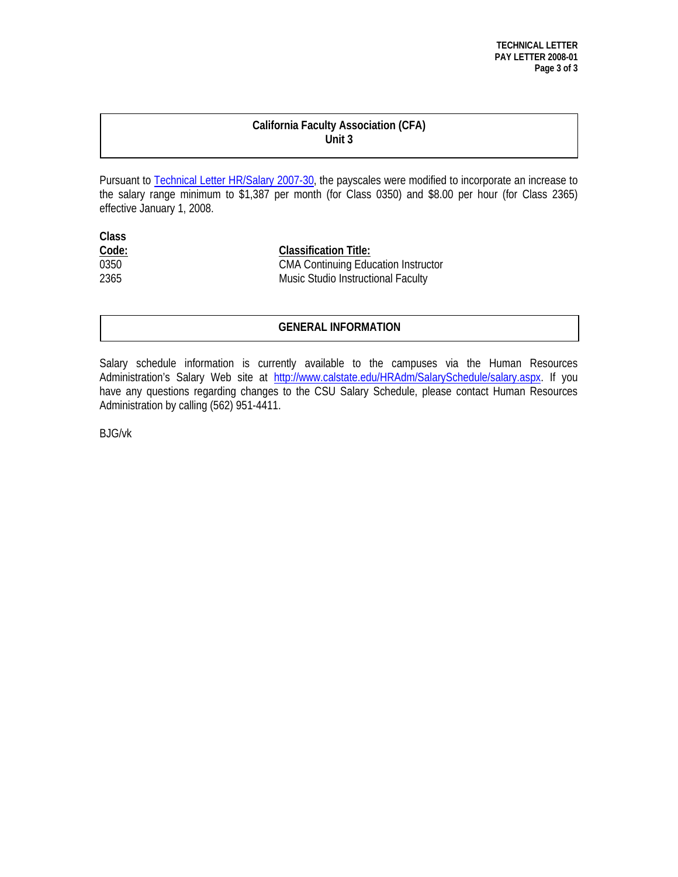## California Faculty Association (CFA)
## Unit 3

Pursuant to [Technical Letter HR/Salary 2007-30](Technical Letter HR/Salary 2007-30), the payscales were modified to incorporate an increase to the salary range minimum to $1,387 per month (for Class 0350) and $8.00 per hour (for Class 2365) effective January 1, 2008.

| Class Code: | Classification Title: |
|---|---|
| 0350 | CMA Continuing Education Instructor |
| 2365 | Music Studio Instructional Faculty |

## GENERAL INFORMATION

Salary schedule information is currently available to the campuses via the Human Resources Administration's Salary Web site at http://www.calstate.edu/HRAdm/SalarySchedule/salary.aspx. If you have any questions regarding changes to the CSU Salary Schedule, please contact Human Resources Administration by calling (562) 951-4411.

BJG/vk